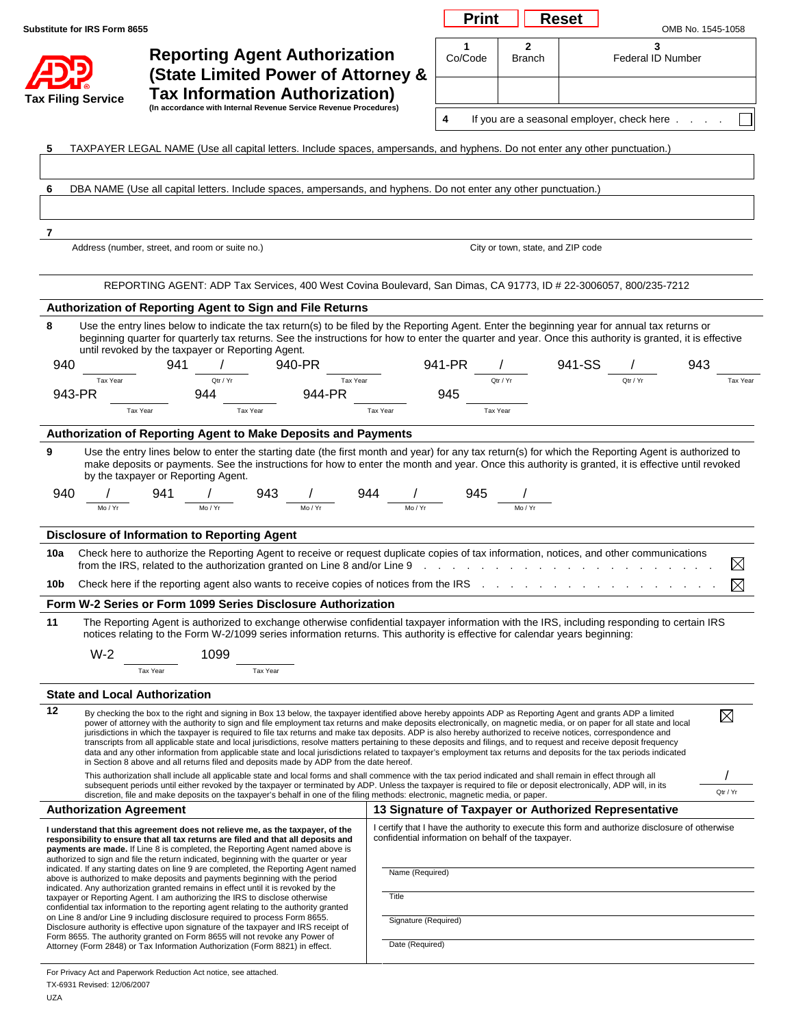Substitute for IRS Form 8655

Print | Reset

OMB No. 1545-1058

ADP Tax Filing Service

# Reporting Agent Authorization (State Limited Power of Attorney & Tax Information Authorization)

(In accordance with Internal Revenue Service Revenue Procedures)

| 1 Co/Code | 2 Branch | 3 Federal ID Number |
|---|---|---|
| | | |

4 If you are a seasonal employer, check here . . . . ☐

5 TAXPAYER LEGAL NAME (Use all capital letters. Include spaces, ampersands, and hyphens. Do not enter any other punctuation.)

6 DBA NAME (Use all capital letters. Include spaces, ampersands, and hyphens. Do not enter any other punctuation.)

7

Address (number, street, and room or suite no.) City or town, state, and ZIP code

REPORTING AGENT: ADP Tax Services, 400 West Covina Boulevard, San Dimas, CA 91773, ID # 22-3006057, 800/235-7212

## Authorization of Reporting Agent to Sign and File Returns

8 Use the entry lines below to indicate the tax return(s) to be filed by the Reporting Agent. Enter the beginning year for annual tax returns or beginning quarter for quarterly tax returns. See the instructions for how to enter the quarter and year. Once this authority is granted, it is effective until revoked by the taxpayer or Reporting Agent.

940 ______ (Tax Year) 941 ___ / ___ (Qtr / Yr) 940-PR ______ (Tax Year) 941-PR ___ / ___ (Qtr / Yr) 941-SS ___ / ___ (Qtr / Yr) 943 ______ (Tax Year)

943-PR ______ (Tax Year) 944 ______ (Tax Year) 944-PR ______ (Tax Year) 945 ______ (Tax Year)

## Authorization of Reporting Agent to Make Deposits and Payments

9 Use the entry lines below to enter the starting date (the first month and year) for any tax return(s) for which the Reporting Agent is authorized to make deposits or payments. See the instructions for how to enter the month and year. Once this authority is granted, it is effective until revoked by the taxpayer or Reporting Agent.

940 ___ / ___ (Mo / Yr) 941 ___ / ___ (Mo / Yr) 943 ___ / ___ (Mo / Yr) 944 ___ / ___ (Mo / Yr) 945 ___ / ___ (Mo / Yr)

## Disclosure of Information to Reporting Agent

10a Check here to authorize the Reporting Agent to receive or request duplicate copies of tax information, notices, and other communications from the IRS, related to the authorization granted on Line 8 and/or Line 9 . . . . . . . . . . . . . . . . . . . . . ☒

10b Check here if the reporting agent also wants to receive copies of notices from the IRS . . . . . . . . . . . . . . . . . . ☒

## Form W-2 Series or Form 1099 Series Disclosure Authorization

11 The Reporting Agent is authorized to exchange otherwise confidential taxpayer information with the IRS, including responding to certain IRS notices relating to the Form W-2/1099 series information returns. This authority is effective for calendar years beginning:

W-2 ______ (Tax Year) 1099 ______ (Tax Year)

## State and Local Authorization

12 By checking the box to the right and signing in Box 13 below, the taxpayer identified above hereby appoints ADP as Reporting Agent and grants ADP a limited power of attorney with the authority to sign and file employment tax returns and make deposits electronically, on magnetic media, or on paper for all state and local jurisdictions in which the taxpayer is required to file tax returns and make tax deposits. ADP is also hereby authorized to receive notices, correspondence and transcripts from all applicable state and local jurisdictions, resolve matters pertaining to these deposits and filings, and to request and receive deposit frequency data and any other information from applicable state and local jurisdictions related to taxpayer's employment tax returns and deposits for the tax periods indicated in Section 8 above and all returns filed and deposits made by ADP from the date hereof. ☒

This authorization shall include all applicable state and local forms and shall commence with the tax period indicated and shall remain in effect through all subsequent periods until either revoked by the taxpayer or terminated by ADP. Unless the taxpayer is required to file or deposit electronically, ADP will, in its discretion, file and make deposits on the taxpayer's behalf in one of the filing methods: electronic, magnetic media, or paper. ___ / ___ (Qtr / Yr)

## Authorization Agreement

**I understand that this agreement does not relieve me, as the taxpayer, of the responsibility to ensure that all tax returns are filed and that all deposits and payments are made.** If Line 8 is completed, the Reporting Agent named above is authorized to sign and file the return indicated, beginning with the quarter or year indicated. If any starting dates on line 9 are completed, the Reporting Agent named above is authorized to make deposits and payments beginning with the period indicated. Any authorization granted remains in effect until it is revoked by the taxpayer or Reporting Agent. I am authorizing the IRS to disclose otherwise confidential tax information to the reporting agent relating to the authority granted on Line 8 and/or Line 9 including disclosure required to process Form 8655. Disclosure authority is effective upon signature of the taxpayer and IRS receipt of Form 8655. The authority granted on Form 8655 will not revoke any Power of Attorney (Form 2848) or Tax Information Authorization (Form 8821) in effect.

## 13 Signature of Taxpayer or Authorized Representative

I certify that I have the authority to execute this form and authorize disclosure of otherwise confidential information on behalf of the taxpayer.

Name (Required)

Title

Signature (Required)

Date (Required)

For Privacy Act and Paperwork Reduction Act notice, see attached.

TX-6931 Revised: 12/06/2007

UZA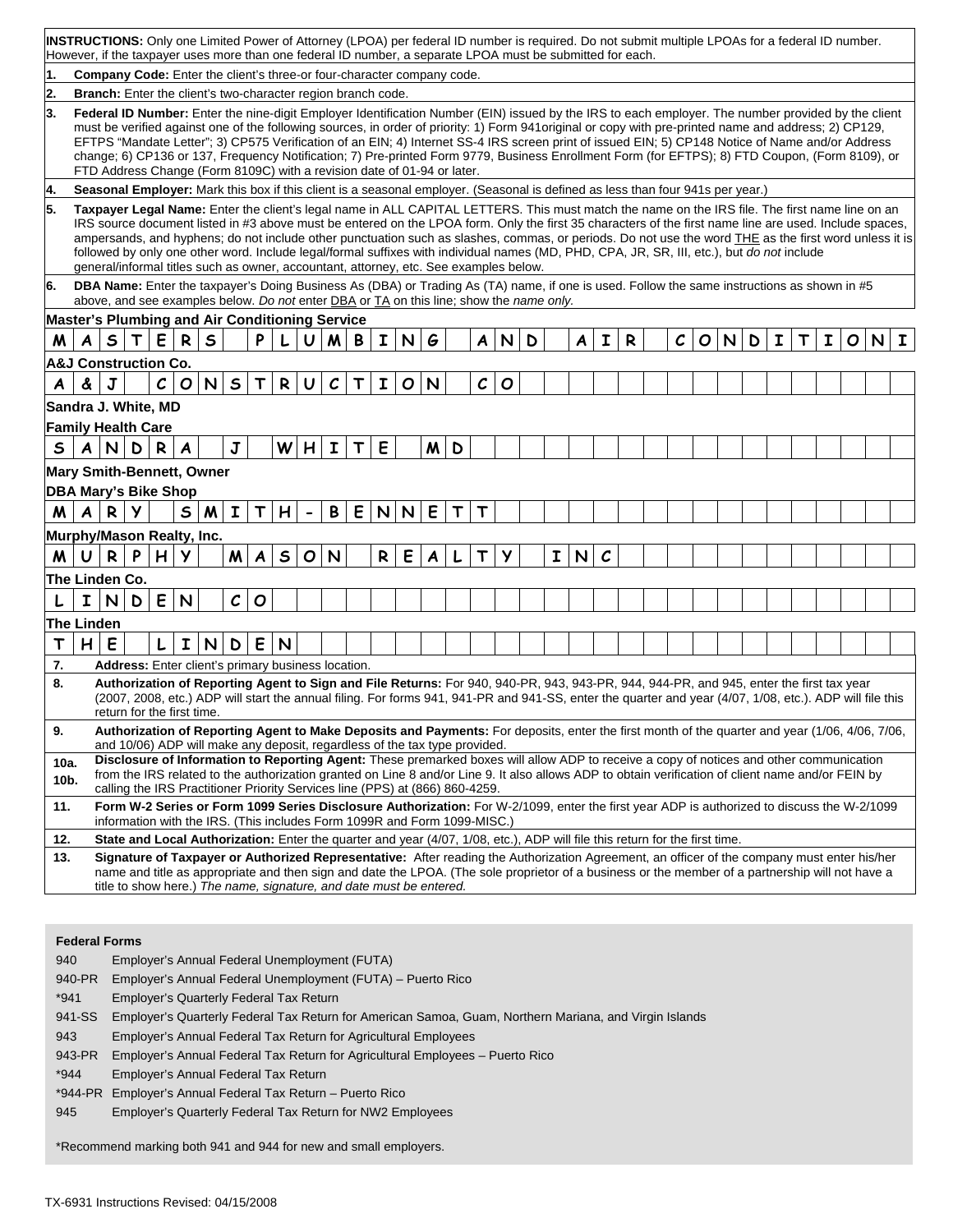**INSTRUCTIONS:** Only one Limited Power of Attorney (LPOA) per federal ID number is required. Do not submit multiple LPOAs for a federal ID number. However, if the taxpayer uses more than one federal ID number, a separate LPOA must be submitted for each.

**1.** **Company Code:** Enter the client's three-or four-character company code.

**2.** **Branch:** Enter the client's two-character region branch code.

**3.** **Federal ID Number:** Enter the nine-digit Employer Identification Number (EIN) issued by the IRS to each employer. The number provided by the client must be verified against one of the following sources, in order of priority: 1) Form 941original or copy with pre-printed name and address; 2) CP129, EFTPS "Mandate Letter"; 3) CP575 Verification of an EIN; 4) Internet SS-4 IRS screen print of issued EIN; 5) CP148 Notice of Name and/or Address change; 6) CP136 or 137, Frequency Notification; 7) Pre-printed Form 9779, Business Enrollment Form (for EFTPS); 8) FTD Coupon, (Form 8109), or FTD Address Change (Form 8109C) with a revision date of 01-94 or later.

**4.** **Seasonal Employer:** Mark this box if this client is a seasonal employer. (Seasonal is defined as less than four 941s per year.)

**5.** **Taxpayer Legal Name:** Enter the client's legal name in ALL CAPITAL LETTERS. This must match the name on the IRS file. The first name line on an IRS source document listed in #3 above must be entered on the LPOA form. Only the first 35 characters of the first name line are used. Include spaces, ampersands, and hyphens; do not include other punctuation such as slashes, commas, or periods. Do not use the word THE as the first word unless it is followed by only one other word. Include legal/formal suffixes with individual names (MD, PHD, CPA, JR, SR, III, etc.), but *do not* include general/informal titles such as owner, accountant, attorney, etc. See examples below.

**6.** **DBA Name:** Enter the taxpayer's Doing Business As (DBA) or Trading As (TA) name, if one is used. Follow the same instructions as shown in #5 above, and see examples below. *Do not* enter DBA or TA on this line; show the *name only.*

**Master's Plumbing and Air Conditioning Service**

MASTERS PLUMBING AND AIR CONDITIONI

**A&J Construction Co.**

A&J CONSTRUCTION CO

**Sandra J. White, MD**

**Family Health Care**

SANDRA J WHITE MD

**Mary Smith-Bennett, Owner**

**DBA Mary's Bike Shop**

MARY SMITH-BENNETT

**Murphy/Mason Realty, Inc.**

MURPHY MASON REALTY INC

**The Linden Co.**

LINDEN CO

**The Linden**

THE LINDEN

**7.** **Address:** Enter client's primary business location.

**8.** **Authorization of Reporting Agent to Sign and File Returns:** For 940, 940-PR, 943, 943-PR, 944, 944-PR, and 945, enter the first tax year (2007, 2008, etc.) ADP will start the annual filing. For forms 941, 941-PR and 941-SS, enter the quarter and year (4/07, 1/08, etc.). ADP will file this return for the first time.

**9.** **Authorization of Reporting Agent to Make Deposits and Payments:** For deposits, enter the first month of the quarter and year (1/06, 4/06, 7/06, and 10/06) ADP will make any deposit, regardless of the tax type provided.

**10a. 10b.** **Disclosure of Information to Reporting Agent:** These premarked boxes will allow ADP to receive a copy of notices and other communication from the IRS related to the authorization granted on Line 8 and/or Line 9. It also allows ADP to obtain verification of client name and/or FEIN by calling the IRS Practitioner Priority Services line (PPS) at (866) 860-4259.

**11.** **Form W-2 Series or Form 1099 Series Disclosure Authorization:** For W-2/1099, enter the first year ADP is authorized to discuss the W-2/1099 information with the IRS. (This includes Form 1099R and Form 1099-MISC.)

**12.** **State and Local Authorization:** Enter the quarter and year (4/07, 1/08, etc.), ADP will file this return for the first time.

**13.** **Signature of Taxpayer or Authorized Representative:** After reading the Authorization Agreement, an officer of the company must enter his/her name and title as appropriate and then sign and date the LPOA. (The sole proprietor of a business or the member of a partnership will not have a title to show here.) *The name, signature, and date must be entered.*

**Federal Forms**

| | |
|---|---|
| 940 | Employer's Annual Federal Unemployment (FUTA) |
| 940-PR | Employer's Annual Federal Unemployment (FUTA) – Puerto Rico |
| *941 | Employer's Quarterly Federal Tax Return |
| 941-SS | Employer's Quarterly Federal Tax Return for American Samoa, Guam, Northern Mariana, and Virgin Islands |
| 943 | Employer's Annual Federal Tax Return for Agricultural Employees |
| 943-PR | Employer's Annual Federal Tax Return for Agricultural Employees – Puerto Rico |
| *944 | Employer's Annual Federal Tax Return |
| *944-PR | Employer's Annual Federal Tax Return – Puerto Rico |
| 945 | Employer's Quarterly Federal Tax Return for NW2 Employees |

*Recommend marking both 941 and 944 for new and small employers.

TX-6931 Instructions Revised: 04/15/2008